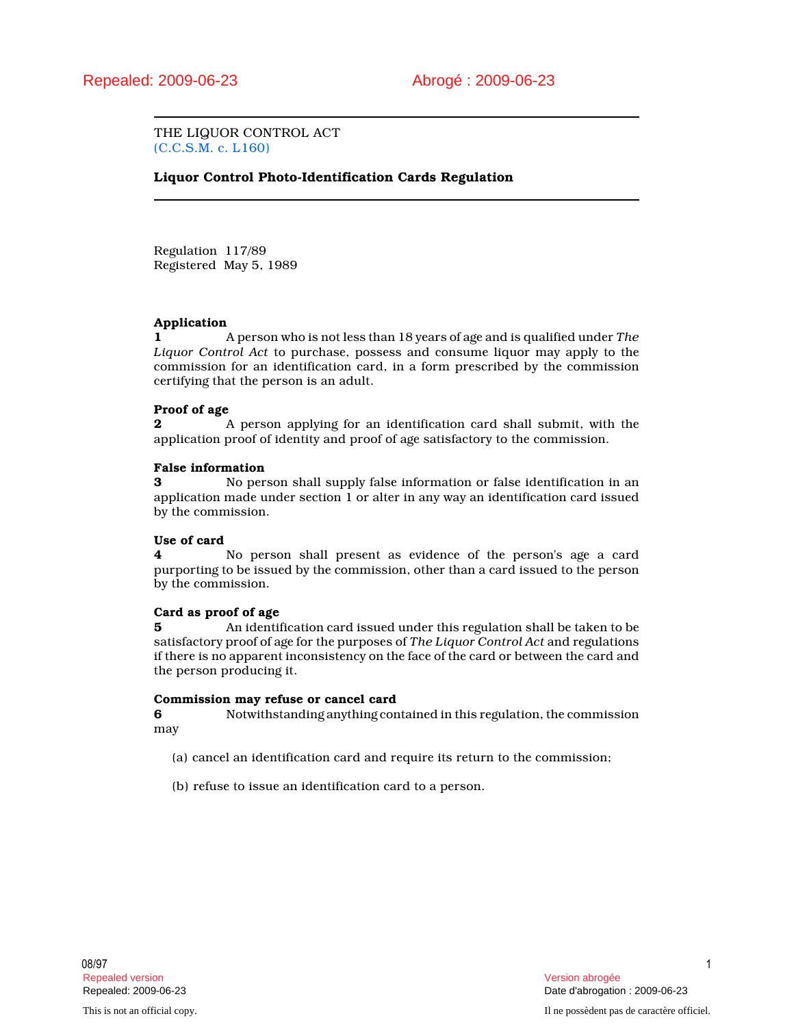Repealed: 2009-06-23 Abrogé : 2009-06-23

THE LIQUOR CONTROL ACT
(C.C.S.M. c. L160)

**Liquor Control Photo-Identification Cards Regulation**

Regulation 117/89
Registered May 5, 1989

**Application**

**1** A person who is not less than 18 years of age and is qualified under *The Liquor Control Act* to purchase, possess and consume liquor may apply to the commission for an identification card, in a form prescribed by the commission certifying that the person is an adult.

**Proof of age**

**2** A person applying for an identification card shall submit, with the application proof of identity and proof of age satisfactory to the commission.

**False information**

**3** No person shall supply false information or false identification in an application made under section 1 or alter in any way an identification card issued by the commission.

**Use of card**

**4** No person shall present as evidence of the person's age a card purporting to be issued by the commission, other than a card issued to the person by the commission.

**Card as proof of age**

**5** An identification card issued under this regulation shall be taken to be satisfactory proof of age for the purposes of *The Liquor Control Act* and regulations if there is no apparent inconsistency on the face of the card or between the card and the person producing it.

**Commission may refuse or cancel card**

**6** Notwithstanding anything contained in this regulation, the commission may

(a) cancel an identification card and require its return to the commission;

(b) refuse to issue an identification card to a person.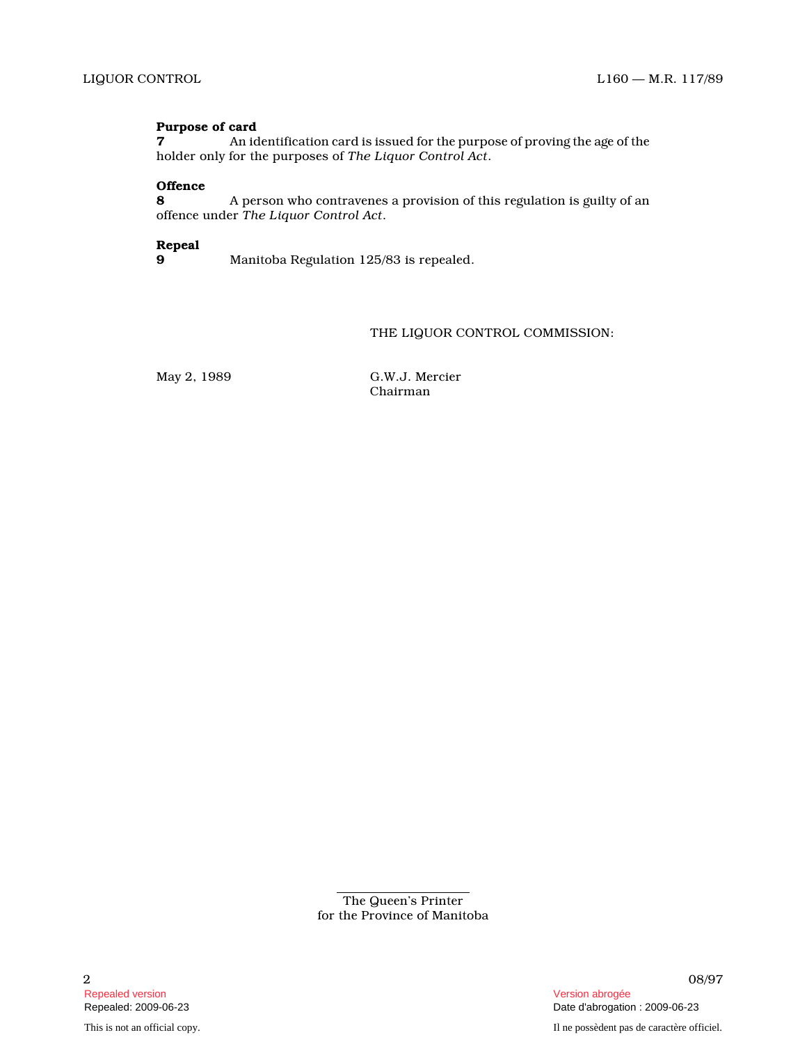**Purpose of card**

**7** An identification card is issued for the purpose of proving the age of the holder only for the purposes of *The Liquor Control Act*.

**Offence**

**8** A person who contravenes a provision of this regulation is guilty of an offence under *The Liquor Control Act*.

**Repeal**

**9** Manitoba Regulation 125/83 is repealed.

THE LIQUOR CONTROL COMMISSION:

May 2, 1989

G.W.J. Mercier
Chairman

The Queen's Printer
for the Province of Manitoba

Repealed version
Repealed: 2009-06-23

Version abrogée
Date d'abrogation : 2009-06-23

This is not an official copy.

Il ne possèdent pas de caractère officiel.